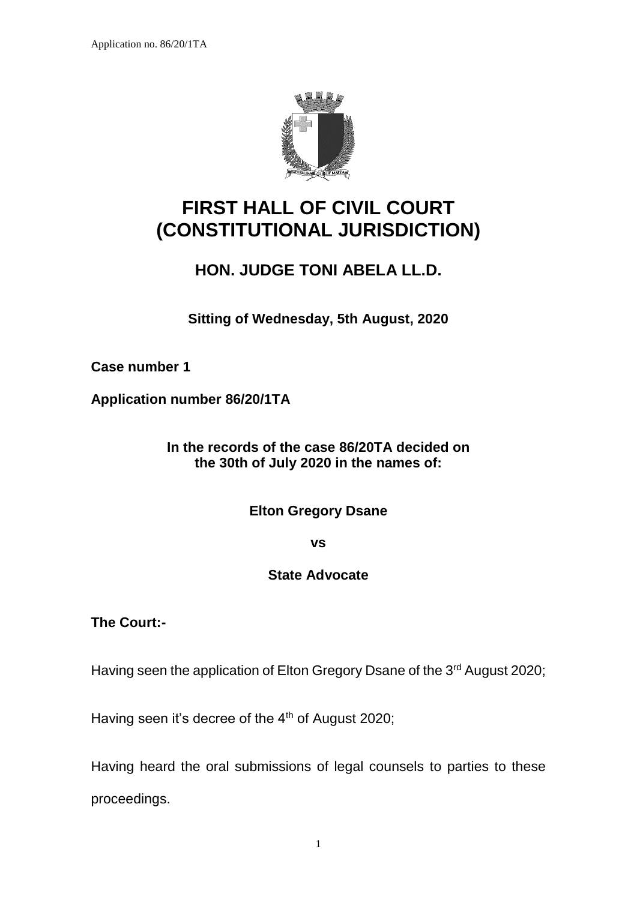# FIRST HALL OF CIVIL COURT (CONSTITUTIONAL JURISDICTION)

## HON. JUDGE TONI ABELA LL.D.

**Sitting of Wednesday, 5th August, 2020**

**Case number 1**

**Application number 86/20/1TA**

**In the records of the case 86/20TA decided on the 30th of July 2020 in the names of:**

**Elton Gregory Dsane**

**vs**

**State Advocate**

**The Court:-**

Having seen the application of Elton Gregory Dsane of the 3rd August 2020;

Having seen it's decree of the 4th of August 2020;

Having heard the oral submissions of legal counsels to parties to these proceedings.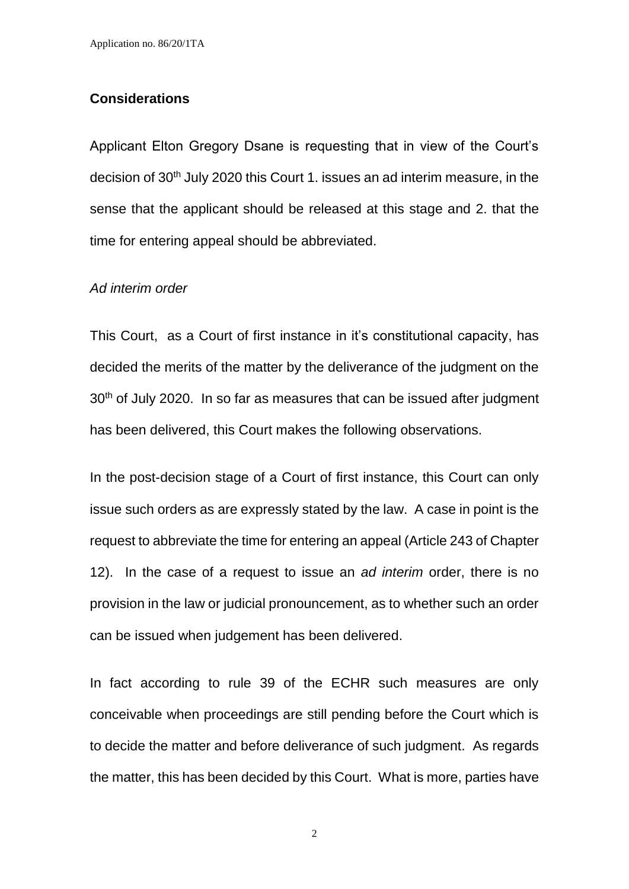## Considerations

Applicant Elton Gregory Dsane is requesting that in view of the Court's decision of 30th July 2020 this Court 1. issues an ad interim measure, in the sense that the applicant should be released at this stage and 2. that the time for entering appeal should be abbreviated.

*Ad interim order*

This Court, as a Court of first instance in it's constitutional capacity, has decided the merits of the matter by the deliverance of the judgment on the 30th of July 2020. In so far as measures that can be issued after judgment has been delivered, this Court makes the following observations.

In the post-decision stage of a Court of first instance, this Court can only issue such orders as are expressly stated by the law. A case in point is the request to abbreviate the time for entering an appeal (Article 243 of Chapter 12). In the case of a request to issue an *ad interim* order, there is no provision in the law or judicial pronouncement, as to whether such an order can be issued when judgement has been delivered.

In fact according to rule 39 of the ECHR such measures are only conceivable when proceedings are still pending before the Court which is to decide the matter and before deliverance of such judgment. As regards the matter, this has been decided by this Court. What is more, parties have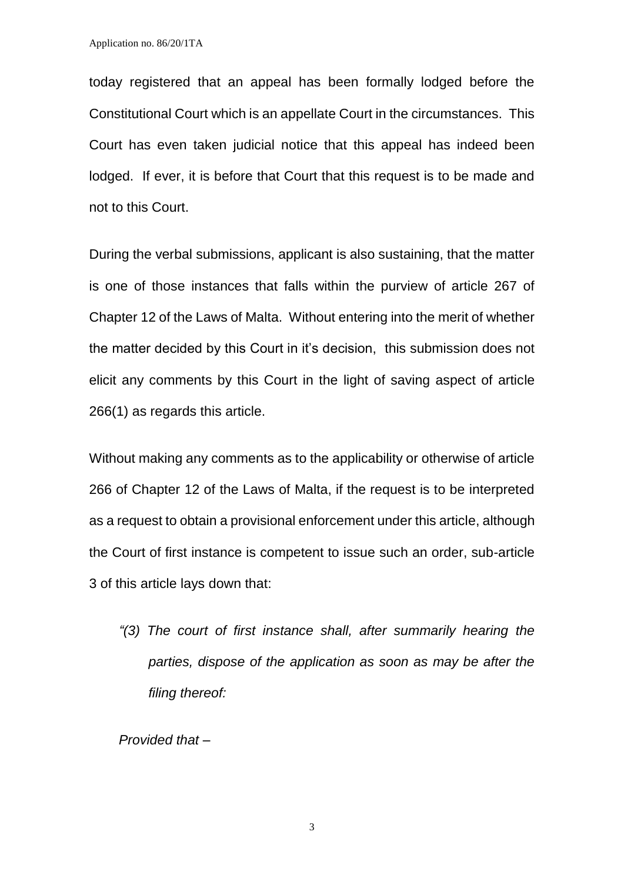today registered that an appeal has been formally lodged before the Constitutional Court which is an appellate Court in the circumstances. This Court has even taken judicial notice that this appeal has indeed been lodged. If ever, it is before that Court that this request is to be made and not to this Court.

During the verbal submissions, applicant is also sustaining, that the matter is one of those instances that falls within the purview of article 267 of Chapter 12 of the Laws of Malta. Without entering into the merit of whether the matter decided by this Court in it's decision, this submission does not elicit any comments by this Court in the light of saving aspect of article 266(1) as regards this article.

Without making any comments as to the applicability or otherwise of article 266 of Chapter 12 of the Laws of Malta, if the request is to be interpreted as a request to obtain a provisional enforcement under this article, although the Court of first instance is competent to issue such an order, sub-article 3 of this article lays down that:

> *"(3) The court of first instance shall, after summarily hearing the parties, dispose of the application as soon as may be after the filing thereof:*
>
> *Provided that –*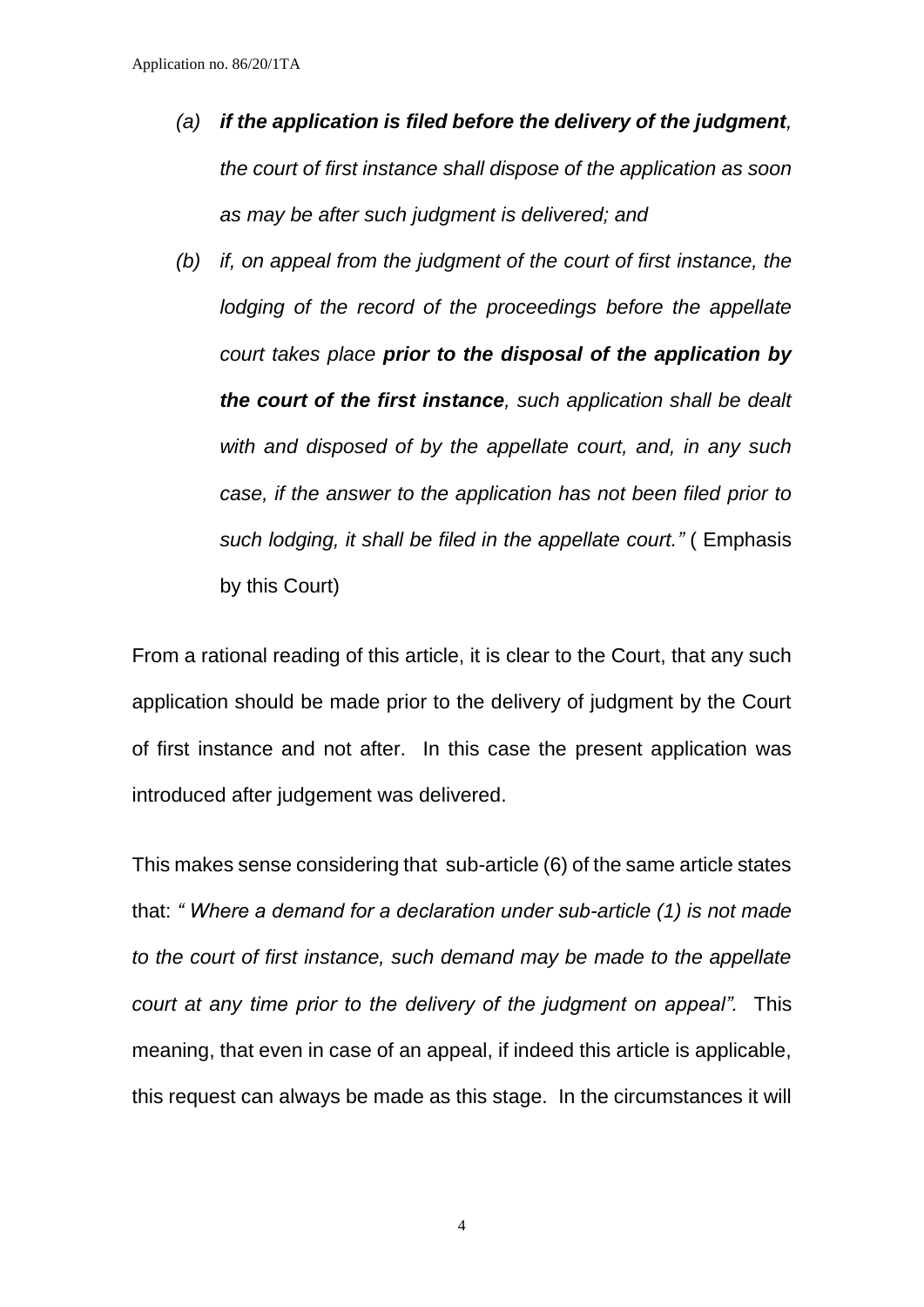*(a)* ***if the application is filed before the delivery of the judgment**, the court of first instance shall dispose of the application as soon as may be after such judgment is delivered; and*

*(b)* *if, on appeal from the judgment of the court of first instance, the lodging of the record of the proceedings before the appellate court takes place **prior to the disposal of the application by the court of the first instance**, such application shall be dealt with and disposed of by the appellate court, and, in any such case, if the answer to the application has not been filed prior to such lodging, it shall be filed in the appellate court."* ( Emphasis by this Court)

From a rational reading of this article, it is clear to the Court, that any such application should be made prior to the delivery of judgment by the Court of first instance and not after. In this case the present application was introduced after judgement was delivered.

This makes sense considering that sub-article (6) of the same article states that: *" Where a demand for a declaration under sub-article (1) is not made to the court of first instance, such demand may be made to the appellate court at any time prior to the delivery of the judgment on appeal".* This meaning, that even in case of an appeal, if indeed this article is applicable, this request can always be made as this stage. In the circumstances it will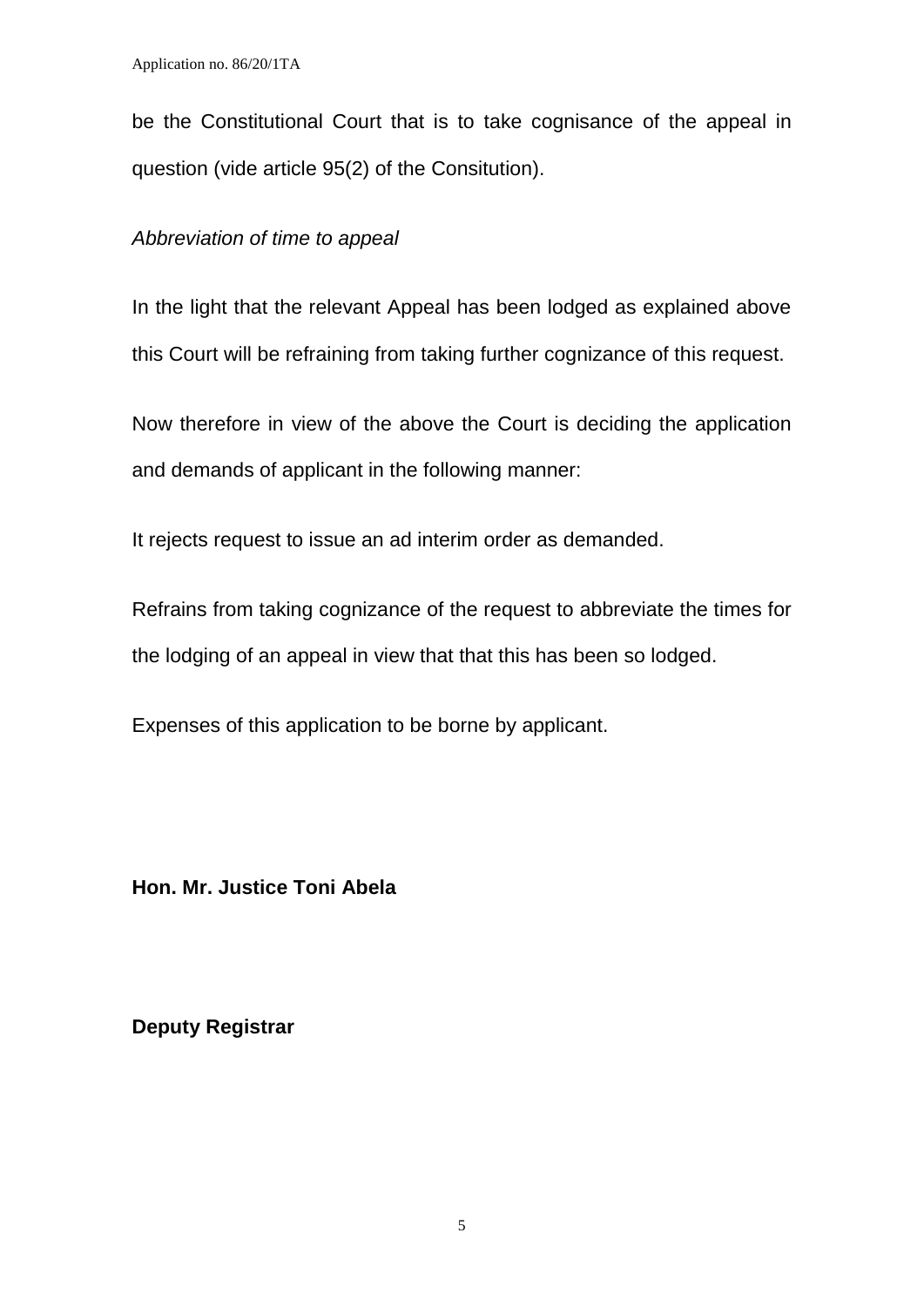be the Constitutional Court that is to take cognisance of the appeal in question (vide article 95(2) of the Consitution).

*Abbreviation of time to appeal*

In the light that the relevant Appeal has been lodged as explained above this Court will be refraining from taking further cognizance of this request.

Now therefore in view of the above the Court is deciding the application and demands of applicant in the following manner:

It rejects request to issue an ad interim order as demanded.

Refrains from taking cognizance of the request to abbreviate the times for the lodging of an appeal in view that that this has been so lodged.

Expenses of this application to be borne by applicant.

**Hon. Mr. Justice Toni Abela**

**Deputy Registrar**